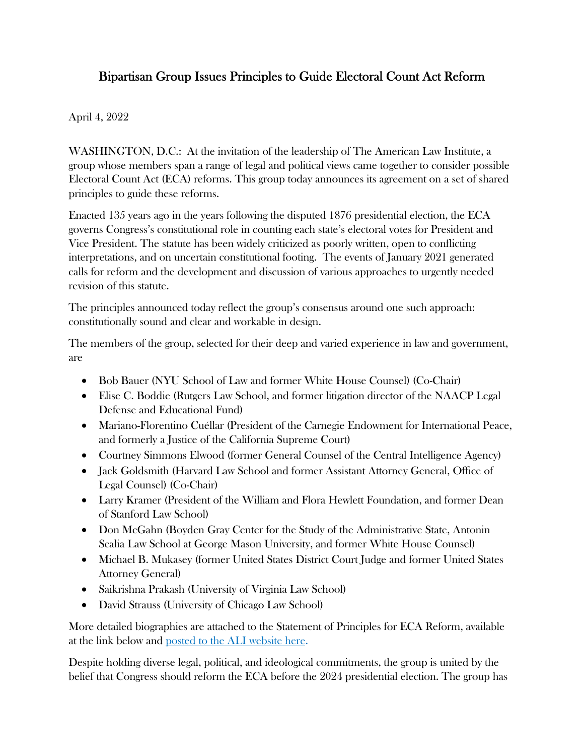# Bipartisan Group Issues Principles to Guide Electoral Count Act Reform

April 4, 2022

WASHINGTON, D.C.: At the invitation of the leadership of The American Law Institute, a group whose members span a range of legal and political views came together to consider possible Electoral Count Act (ECA) reforms. This group today announces its agreement on a set of shared principles to guide these reforms.

Enacted 135 years ago in the years following the disputed 1876 presidential election, the ECA governs Congress's constitutional role in counting each state's electoral votes for President and Vice President. The statute has been widely criticized as poorly written, open to conflicting interpretations, and on uncertain constitutional footing. The events of January 2021 generated calls for reform and the development and discussion of various approaches to urgently needed revision of this statute.

The principles announced today reflect the group's consensus around one such approach: constitutionally sound and clear and workable in design.

The members of the group, selected for their deep and varied experience in law and government, are

- Bob Bauer (NYU School of Law and former White House Counsel) (Co-Chair)
- Elise C. Boddie (Rutgers Law School, and former litigation director of the NAACP Legal Defense and Educational Fund)
- Mariano-Florentino Cuéllar (President of the Carnegie Endowment for International Peace, and formerly a Justice of the California Supreme Court)
- Courtney Simmons Elwood (former General Counsel of the Central Intelligence Agency)
- Jack Goldsmith (Harvard Law School and former Assistant Attorney General, Office of Legal Counsel) (Co-Chair)
- Larry Kramer (President of the William and Flora Hewlett Foundation, and former Dean of Stanford Law School)
- Don McGahn (Boyden Gray Center for the Study of the Administrative State, Antonin Scalia Law School at George Mason University, and former White House Counsel)
- Michael B. Mukasey (former United States District Court Judge and former United States Attorney General)
- Saikrishna Prakash (University of Virginia Law School)
- David Strauss (University of Chicago Law School)

More detailed biographies are attached to the Statement of Principles for ECA Reform, available at the link below and posted to the ALI website here.

Despite holding diverse legal, political, and ideological commitments, the group is united by the belief that Congress should reform the ECA before the 2024 presidential election. The group has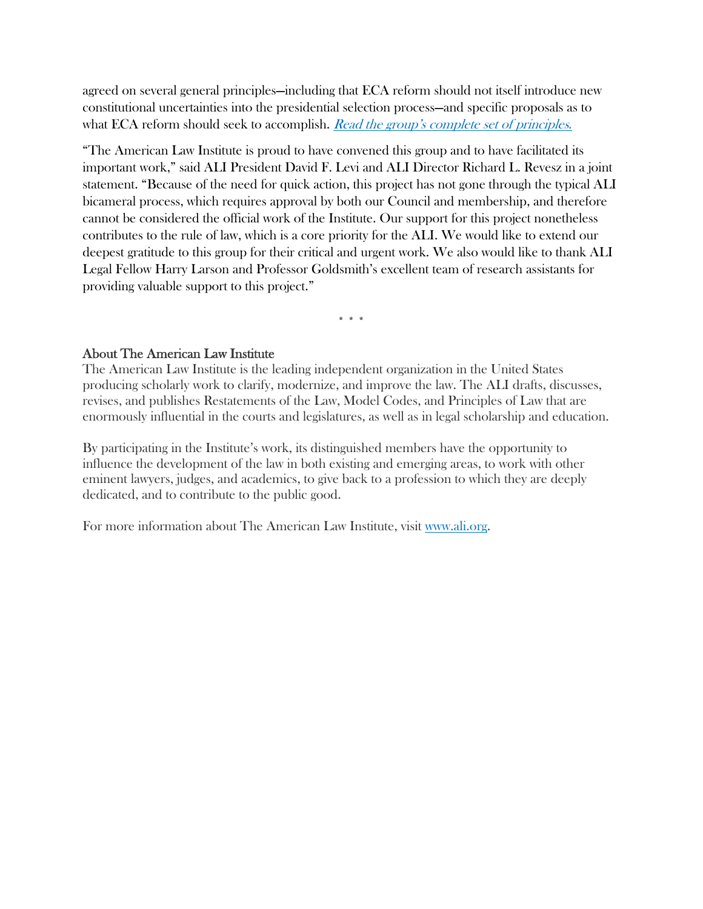agreed on several general principles—including that ECA reform should not itself introduce new constitutional uncertainties into the presidential selection process—and specific proposals as to what ECA reform should seek to accomplish. *Read the group's complete set of principles.*

"The American Law Institute is proud to have convened this group and to have facilitated its important work," said ALI President David F. Levi and ALI Director Richard L. Revesz in a joint statement. "Because of the need for quick action, this project has not gone through the typical ALI bicameral process, which requires approval by both our Council and membership, and therefore cannot be considered the official work of the Institute. Our support for this project nonetheless contributes to the rule of law, which is a core priority for the ALI. We would like to extend our deepest gratitude to this group for their critical and urgent work. We also would like to thank ALI Legal Fellow Harry Larson and Professor Goldsmith's excellent team of research assistants for providing valuable support to this project."

\* \* \*

## About The American Law Institute

The American Law Institute is the leading independent organization in the United States producing scholarly work to clarify, modernize, and improve the law. The ALI drafts, discusses, revises, and publishes Restatements of the Law, Model Codes, and Principles of Law that are enormously influential in the courts and legislatures, as well as in legal scholarship and education.

By participating in the Institute's work, its distinguished members have the opportunity to influence the development of the law in both existing and emerging areas, to work with other eminent lawyers, judges, and academics, to give back to a profession to which they are deeply dedicated, and to contribute to the public good.

For more information about The American Law Institute, visit www.ali.org.